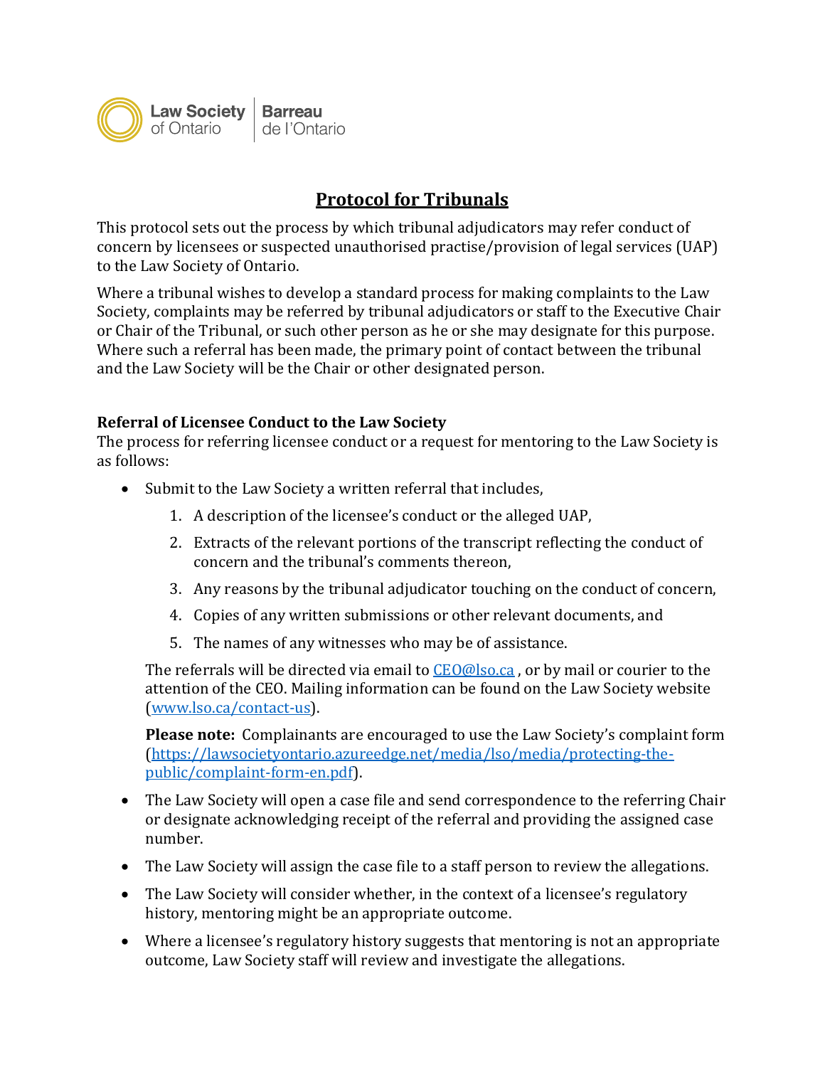Law Society of Ontario | Barreau de l'Ontario

# Protocol for Tribunals

This protocol sets out the process by which tribunal adjudicators may refer conduct of concern by licensees or suspected unauthorised practise/provision of legal services (UAP) to the Law Society of Ontario.

Where a tribunal wishes to develop a standard process for making complaints to the Law Society, complaints may be referred by tribunal adjudicators or staff to the Executive Chair or Chair of the Tribunal, or such other person as he or she may designate for this purpose. Where such a referral has been made, the primary point of contact between the tribunal and the Law Society will be the Chair or other designated person.

### Referral of Licensee Conduct to the Law Society

The process for referring licensee conduct or a request for mentoring to the Law Society is as follows:

- Submit to the Law Society a written referral that includes,
    1. A description of the licensee's conduct or the alleged UAP,
    2. Extracts of the relevant portions of the transcript reflecting the conduct of concern and the tribunal's comments thereon,
    3. Any reasons by the tribunal adjudicator touching on the conduct of concern,
    4. Copies of any written submissions or other relevant documents, and
    5. The names of any witnesses who may be of assistance.

  The referrals will be directed via email to CEO@lso.ca , or by mail or courier to the attention of the CEO. Mailing information can be found on the Law Society website (www.lso.ca/contact-us).

  **Please note:** Complainants are encouraged to use the Law Society's complaint form (https://lawsocietyontario.azureedge.net/media/lso/media/protecting-the-public/complaint-form-en.pdf).

- The Law Society will open a case file and send correspondence to the referring Chair or designate acknowledging receipt of the referral and providing the assigned case number.
- The Law Society will assign the case file to a staff person to review the allegations.
- The Law Society will consider whether, in the context of a licensee's regulatory history, mentoring might be an appropriate outcome.
- Where a licensee's regulatory history suggests that mentoring is not an appropriate outcome, Law Society staff will review and investigate the allegations.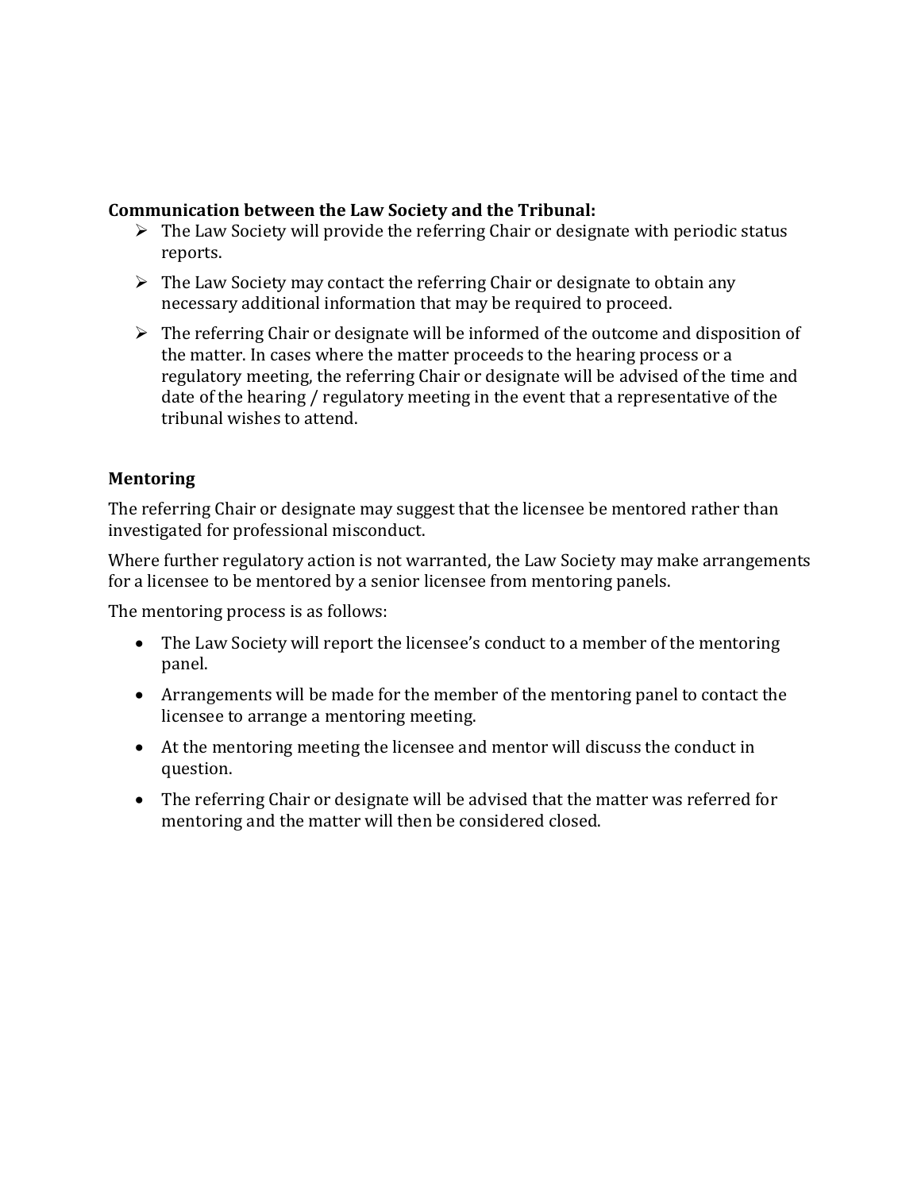**Communication between the Law Society and the Tribunal:**

- The Law Society will provide the referring Chair or designate with periodic status reports.
- The Law Society may contact the referring Chair or designate to obtain any necessary additional information that may be required to proceed.
- The referring Chair or designate will be informed of the outcome and disposition of the matter. In cases where the matter proceeds to the hearing process or a regulatory meeting, the referring Chair or designate will be advised of the time and date of the hearing / regulatory meeting in the event that a representative of the tribunal wishes to attend.

**Mentoring**

The referring Chair or designate may suggest that the licensee be mentored rather than investigated for professional misconduct.

Where further regulatory action is not warranted, the Law Society may make arrangements for a licensee to be mentored by a senior licensee from mentoring panels.

The mentoring process is as follows:

- The Law Society will report the licensee's conduct to a member of the mentoring panel.
- Arrangements will be made for the member of the mentoring panel to contact the licensee to arrange a mentoring meeting.
- At the mentoring meeting the licensee and mentor will discuss the conduct in question.
- The referring Chair or designate will be advised that the matter was referred for mentoring and the matter will then be considered closed.